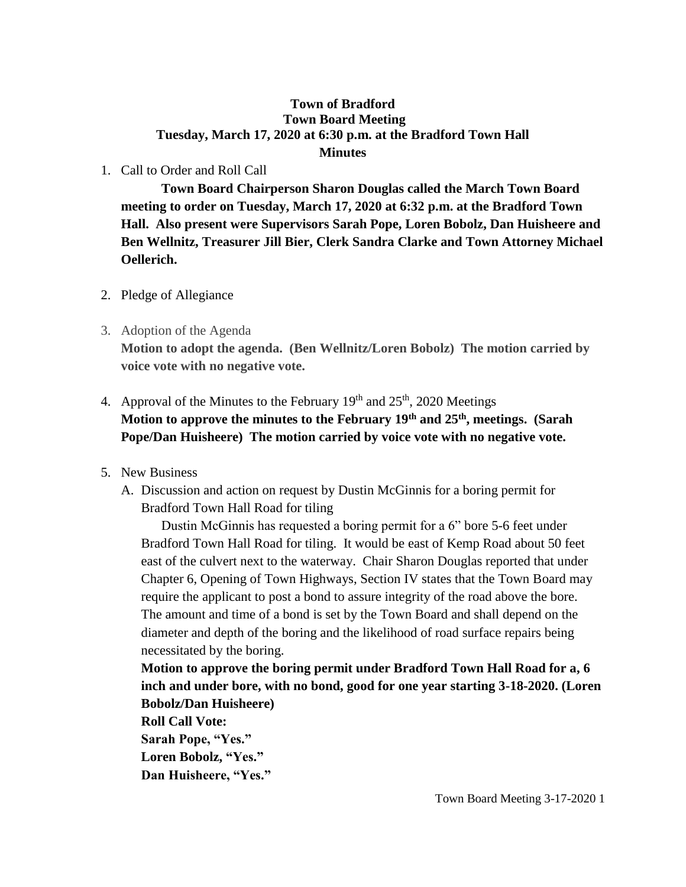**Town of Bradford**
**Town Board Meeting**
**Tuesday, March 17, 2020 at 6:30 p.m. at the Bradford Town Hall**
**Minutes**

1. Call to Order and Roll Call

   **Town Board Chairperson Sharon Douglas called the March Town Board meeting to order on Tuesday, March 17, 2020 at 6:32 p.m. at the Bradford Town Hall. Also present were Supervisors Sarah Pope, Loren Bobolz, Dan Huisheere and Ben Wellnitz, Treasurer Jill Bier, Clerk Sandra Clarke and Town Attorney Michael Oellerich.**

2. Pledge of Allegiance

3. Adoption of the Agenda
   **Motion to adopt the agenda. (Ben Wellnitz/Loren Bobolz) The motion carried by voice vote with no negative vote.**

4. Approval of the Minutes to the February 19th and 25th, 2020 Meetings
   **Motion to approve the minutes to the February 19th and 25th, meetings. (Sarah Pope/Dan Huisheere) The motion carried by voice vote with no negative vote.**

5. New Business

   A. Discussion and action on request by Dustin McGinnis for a boring permit for Bradford Town Hall Road for tiling

   Dustin McGinnis has requested a boring permit for a 6" bore 5-6 feet under Bradford Town Hall Road for tiling. It would be east of Kemp Road about 50 feet east of the culvert next to the waterway. Chair Sharon Douglas reported that under Chapter 6, Opening of Town Highways, Section IV states that the Town Board may require the applicant to post a bond to assure integrity of the road above the bore. The amount and time of a bond is set by the Town Board and shall depend on the diameter and depth of the boring and the likelihood of road surface repairs being necessitated by the boring.

   **Motion to approve the boring permit under Bradford Town Hall Road for a, 6 inch and under bore, with no bond, good for one year starting 3-18-2020. (Loren Bobolz/Dan Huisheere)**
   **Roll Call Vote:**
   **Sarah Pope, "Yes."**
   **Loren Bobolz, "Yes."**
   **Dan Huisheere, "Yes."**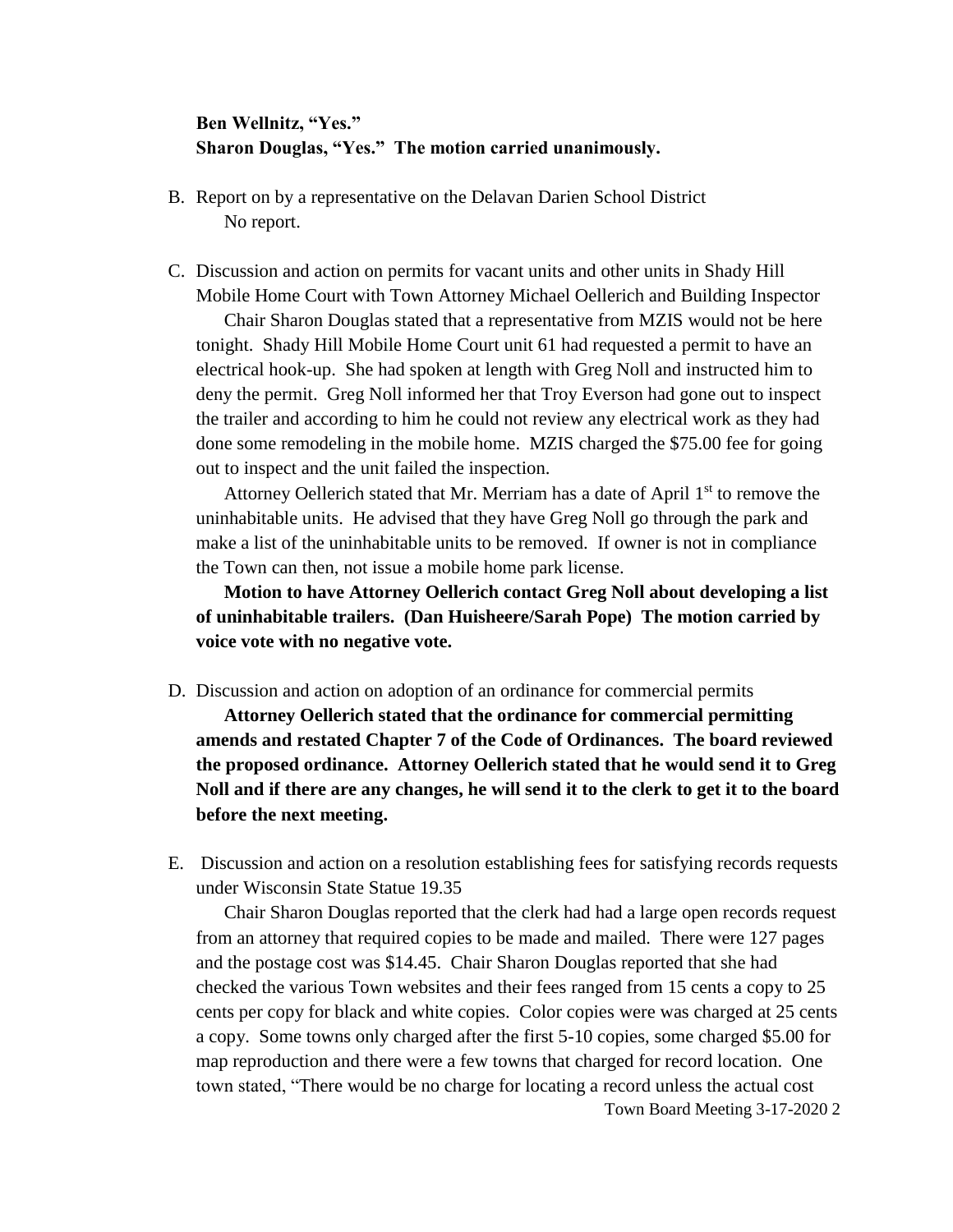**Ben Wellnitz, "Yes."**
**Sharon Douglas, "Yes." The motion carried unanimously.**

B. Report on by a representative on the Delavan Darien School District

No report.

C. Discussion and action on permits for vacant units and other units in Shady Hill Mobile Home Court with Town Attorney Michael Oellerich and Building Inspector

Chair Sharon Douglas stated that a representative from MZIS would not be here tonight. Shady Hill Mobile Home Court unit 61 had requested a permit to have an electrical hook-up. She had spoken at length with Greg Noll and instructed him to deny the permit. Greg Noll informed her that Troy Everson had gone out to inspect the trailer and according to him he could not review any electrical work as they had done some remodeling in the mobile home. MZIS charged the $75.00 fee for going out to inspect and the unit failed the inspection.

Attorney Oellerich stated that Mr. Merriam has a date of April 1st to remove the uninhabitable units. He advised that they have Greg Noll go through the park and make a list of the uninhabitable units to be removed. If owner is not in compliance the Town can then, not issue a mobile home park license.

**Motion to have Attorney Oellerich contact Greg Noll about developing a list of uninhabitable trailers. (Dan Huisheere/Sarah Pope) The motion carried by voice vote with no negative vote.**

D. Discussion and action on adoption of an ordinance for commercial permits

**Attorney Oellerich stated that the ordinance for commercial permitting amends and restated Chapter 7 of the Code of Ordinances. The board reviewed the proposed ordinance. Attorney Oellerich stated that he would send it to Greg Noll and if there are any changes, he will send it to the clerk to get it to the board before the next meeting.**

E. Discussion and action on a resolution establishing fees for satisfying records requests under Wisconsin State Statue 19.35

Chair Sharon Douglas reported that the clerk had had a large open records request from an attorney that required copies to be made and mailed. There were 127 pages and the postage cost was $14.45. Chair Sharon Douglas reported that she had checked the various Town websites and their fees ranged from 15 cents a copy to 25 cents per copy for black and white copies. Color copies were was charged at 25 cents a copy. Some towns only charged after the first 5-10 copies, some charged $5.00 for map reproduction and there were a few towns that charged for record location. One town stated, "There would be no charge for locating a record unless the actual cost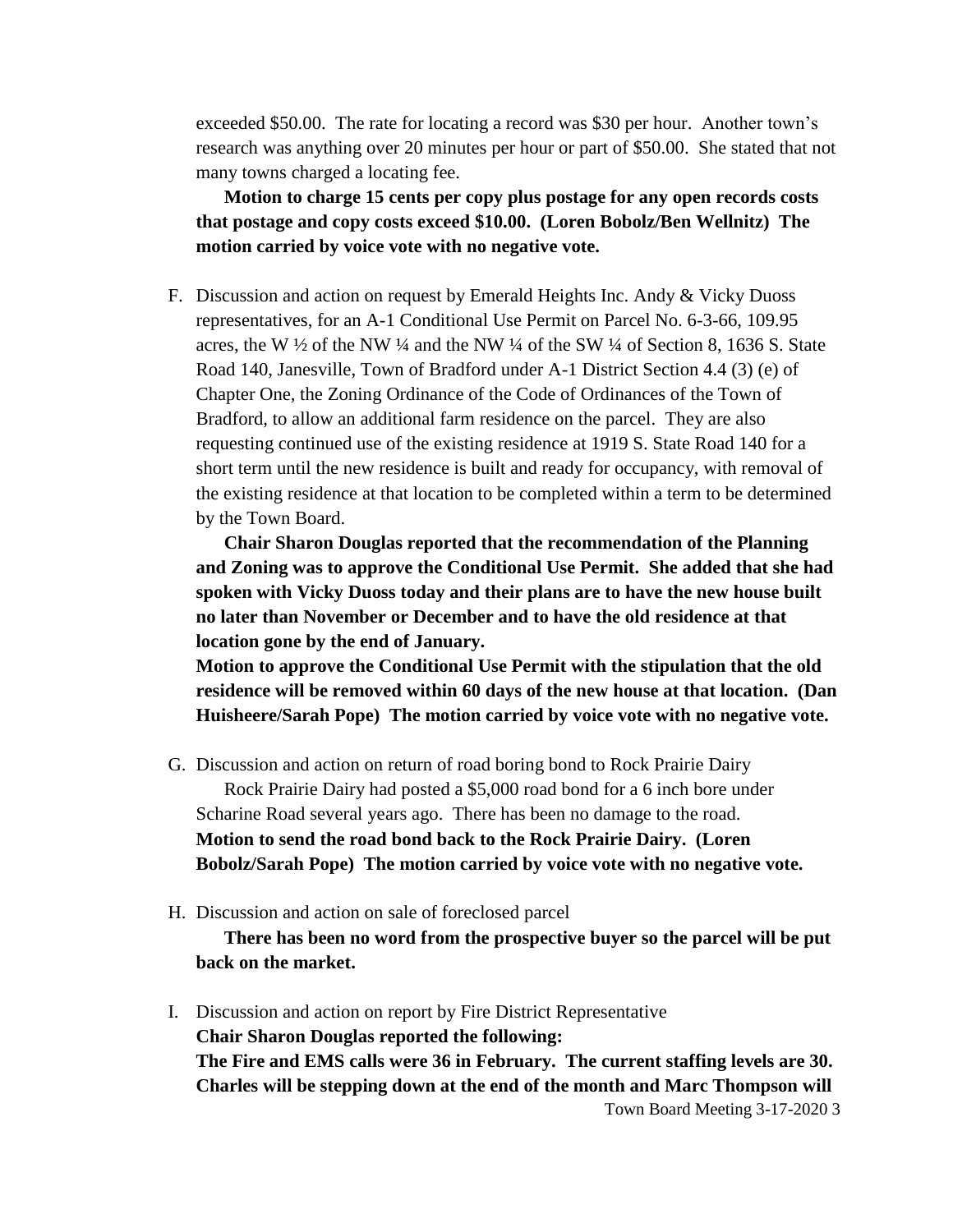exceeded $50.00. The rate for locating a record was $30 per hour. Another town's research was anything over 20 minutes per hour or part of $50.00. She stated that not many towns charged a locating fee.

**Motion to charge 15 cents per copy plus postage for any open records costs that postage and copy costs exceed $10.00. (Loren Bobolz/Ben Wellnitz) The motion carried by voice vote with no negative vote.**

F. Discussion and action on request by Emerald Heights Inc. Andy & Vicky Duoss representatives, for an A-1 Conditional Use Permit on Parcel No. 6-3-66, 109.95 acres, the W ½ of the NW ¼ and the NW ¼ of the SW ¼ of Section 8, 1636 S. State Road 140, Janesville, Town of Bradford under A-1 District Section 4.4 (3) (e) of Chapter One, the Zoning Ordinance of the Code of Ordinances of the Town of Bradford, to allow an additional farm residence on the parcel. They are also requesting continued use of the existing residence at 1919 S. State Road 140 for a short term until the new residence is built and ready for occupancy, with removal of the existing residence at that location to be completed within a term to be determined by the Town Board.

**Chair Sharon Douglas reported that the recommendation of the Planning and Zoning was to approve the Conditional Use Permit. She added that she had spoken with Vicky Duoss today and their plans are to have the new house built no later than November or December and to have the old residence at that location gone by the end of January.**

**Motion to approve the Conditional Use Permit with the stipulation that the old residence will be removed within 60 days of the new house at that location. (Dan Huisheere/Sarah Pope) The motion carried by voice vote with no negative vote.**

G. Discussion and action on return of road boring bond to Rock Prairie Dairy

Rock Prairie Dairy had posted a $5,000 road bond for a 6 inch bore under Scharine Road several years ago. There has been no damage to the road.

**Motion to send the road bond back to the Rock Prairie Dairy. (Loren Bobolz/Sarah Pope) The motion carried by voice vote with no negative vote.**

H. Discussion and action on sale of foreclosed parcel

**There has been no word from the prospective buyer so the parcel will be put back on the market.**

I. Discussion and action on report by Fire District Representative

**Chair Sharon Douglas reported the following:**

**The Fire and EMS calls were 36 in February. The current staffing levels are 30. Charles will be stepping down at the end of the month and Marc Thompson will**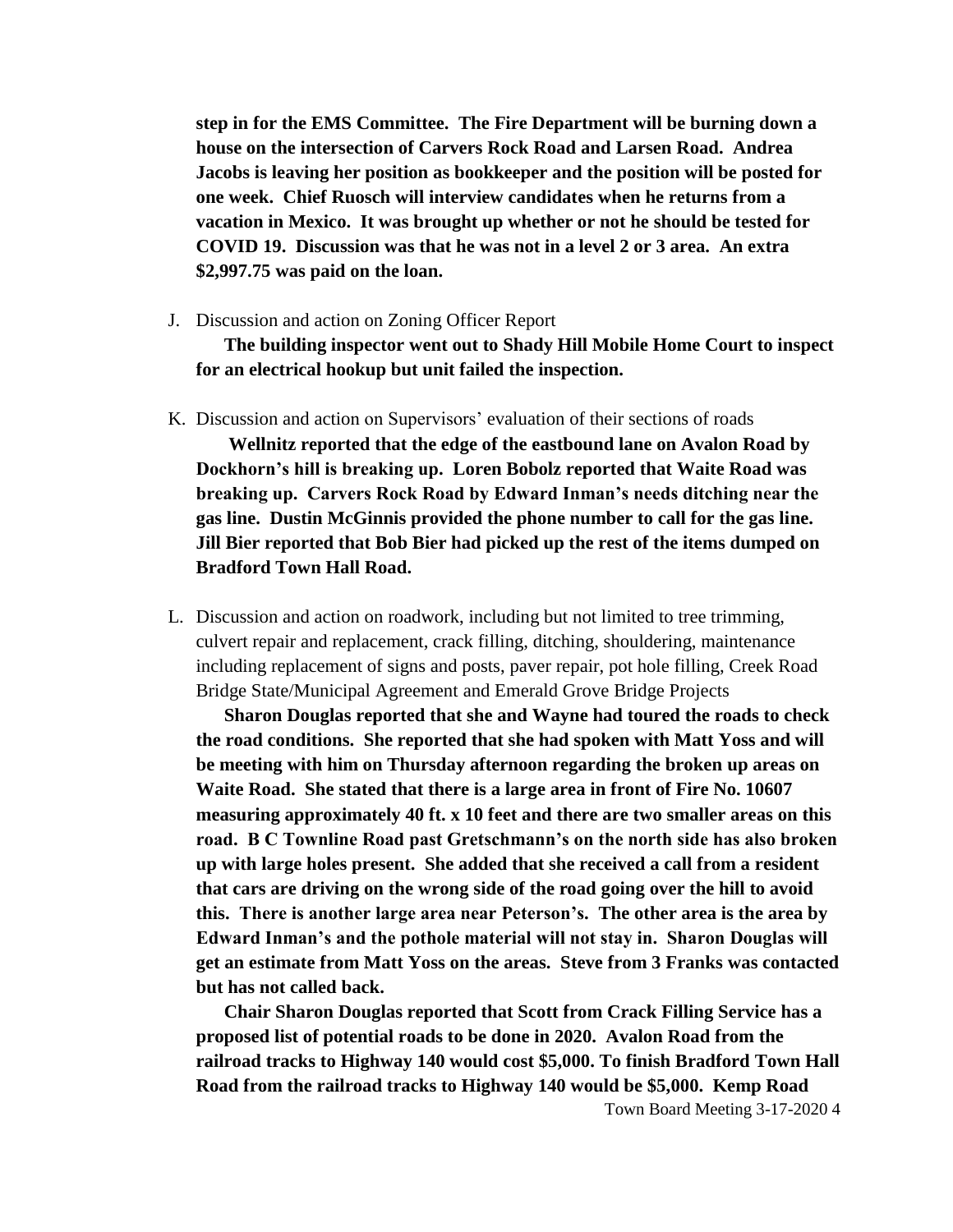**step in for the EMS Committee. The Fire Department will be burning down a house on the intersection of Carvers Rock Road and Larsen Road. Andrea Jacobs is leaving her position as bookkeeper and the position will be posted for one week. Chief Ruosch will interview candidates when he returns from a vacation in Mexico. It was brought up whether or not he should be tested for COVID 19. Discussion was that he was not in a level 2 or 3 area. An extra $2,997.75 was paid on the loan.**

J. Discussion and action on Zoning Officer Report

**The building inspector went out to Shady Hill Mobile Home Court to inspect for an electrical hookup but unit failed the inspection.**

K. Discussion and action on Supervisors' evaluation of their sections of roads

**Wellnitz reported that the edge of the eastbound lane on Avalon Road by Dockhorn's hill is breaking up. Loren Bobolz reported that Waite Road was breaking up. Carvers Rock Road by Edward Inman's needs ditching near the gas line. Dustin McGinnis provided the phone number to call for the gas line. Jill Bier reported that Bob Bier had picked up the rest of the items dumped on Bradford Town Hall Road.**

L. Discussion and action on roadwork, including but not limited to tree trimming, culvert repair and replacement, crack filling, ditching, shouldering, maintenance including replacement of signs and posts, paver repair, pot hole filling, Creek Road Bridge State/Municipal Agreement and Emerald Grove Bridge Projects

**Sharon Douglas reported that she and Wayne had toured the roads to check the road conditions. She reported that she had spoken with Matt Yoss and will be meeting with him on Thursday afternoon regarding the broken up areas on Waite Road. She stated that there is a large area in front of Fire No. 10607 measuring approximately 40 ft. x 10 feet and there are two smaller areas on this road. B C Townline Road past Gretschmann's on the north side has also broken up with large holes present. She added that she received a call from a resident that cars are driving on the wrong side of the road going over the hill to avoid this. There is another large area near Peterson's. The other area is the area by Edward Inman's and the pothole material will not stay in. Sharon Douglas will get an estimate from Matt Yoss on the areas. Steve from 3 Franks was contacted but has not called back.**

**Chair Sharon Douglas reported that Scott from Crack Filling Service has a proposed list of potential roads to be done in 2020. Avalon Road from the railroad tracks to Highway 140 would cost $5,000. To finish Bradford Town Hall Road from the railroad tracks to Highway 140 would be $5,000. Kemp Road**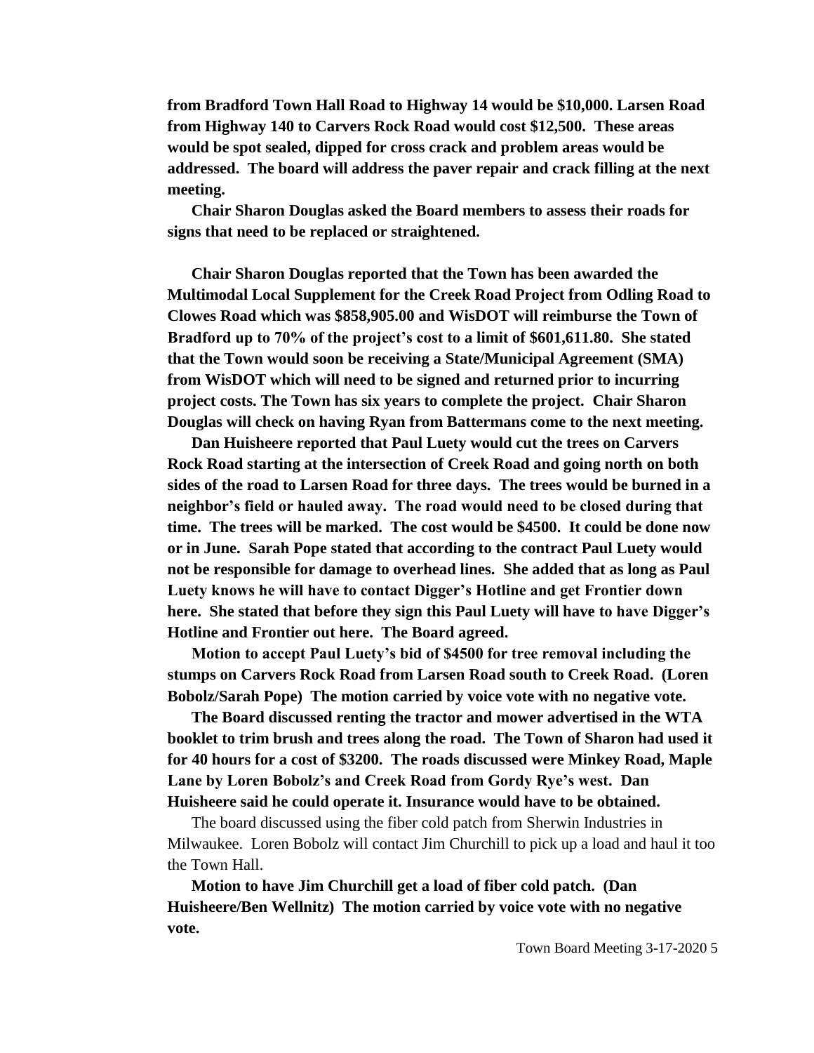**from Bradford Town Hall Road to Highway 14 would be $10,000. Larsen Road from Highway 140 to Carvers Rock Road would cost $12,500. These areas would be spot sealed, dipped for cross crack and problem areas would be addressed. The board will address the paver repair and crack filling at the next meeting.**

**Chair Sharon Douglas asked the Board members to assess their roads for signs that need to be replaced or straightened.**

**Chair Sharon Douglas reported that the Town has been awarded the Multimodal Local Supplement for the Creek Road Project from Odling Road to Clowes Road which was $858,905.00 and WisDOT will reimburse the Town of Bradford up to 70% of the project's cost to a limit of $601,611.80. She stated that the Town would soon be receiving a State/Municipal Agreement (SMA) from WisDOT which will need to be signed and returned prior to incurring project costs. The Town has six years to complete the project. Chair Sharon Douglas will check on having Ryan from Battermans come to the next meeting.**

**Dan Huisheere reported that Paul Luety would cut the trees on Carvers Rock Road starting at the intersection of Creek Road and going north on both sides of the road to Larsen Road for three days. The trees would be burned in a neighbor's field or hauled away. The road would need to be closed during that time. The trees will be marked. The cost would be $4500. It could be done now or in June. Sarah Pope stated that according to the contract Paul Luety would not be responsible for damage to overhead lines. She added that as long as Paul Luety knows he will have to contact Digger's Hotline and get Frontier down here. She stated that before they sign this Paul Luety will have to have Digger's Hotline and Frontier out here. The Board agreed.**

**Motion to accept Paul Luety's bid of $4500 for tree removal including the stumps on Carvers Rock Road from Larsen Road south to Creek Road. (Loren Bobolz/Sarah Pope) The motion carried by voice vote with no negative vote.**

**The Board discussed renting the tractor and mower advertised in the WTA booklet to trim brush and trees along the road. The Town of Sharon had used it for 40 hours for a cost of $3200. The roads discussed were Minkey Road, Maple Lane by Loren Bobolz's and Creek Road from Gordy Rye's west. Dan Huisheere said he could operate it. Insurance would have to be obtained.**

The board discussed using the fiber cold patch from Sherwin Industries in Milwaukee. Loren Bobolz will contact Jim Churchill to pick up a load and haul it too the Town Hall.

**Motion to have Jim Churchill get a load of fiber cold patch. (Dan Huisheere/Ben Wellnitz) The motion carried by voice vote with no negative vote.**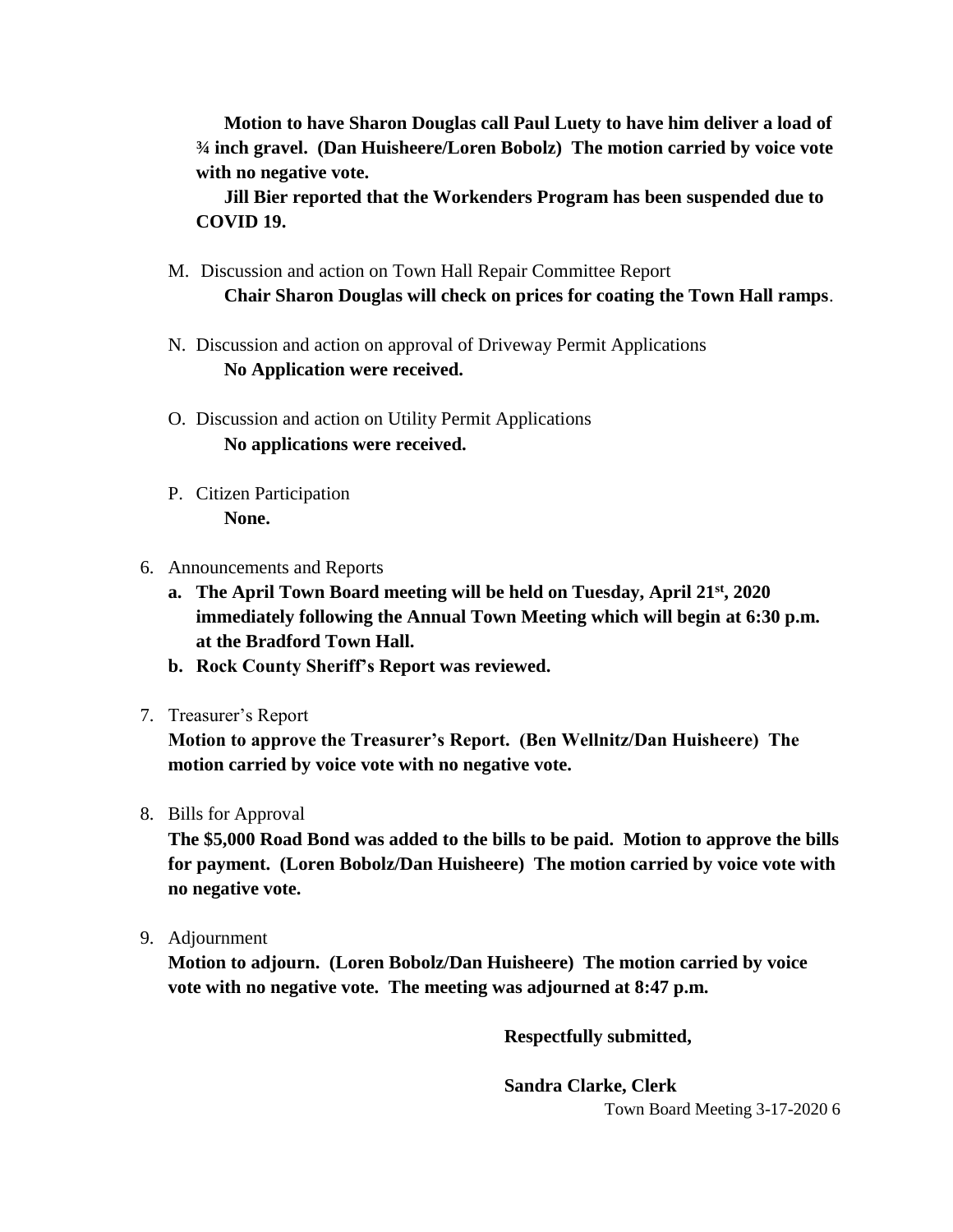**Motion to have Sharon Douglas call Paul Luety to have him deliver a load of ¾ inch gravel. (Dan Huisheere/Loren Bobolz) The motion carried by voice vote with no negative vote.**

**Jill Bier reported that the Workenders Program has been suspended due to COVID 19.**

M. Discussion and action on Town Hall Repair Committee Report
   **Chair Sharon Douglas will check on prices for coating the Town Hall ramps**.

N. Discussion and action on approval of Driveway Permit Applications
   **No Application were received.**

O. Discussion and action on Utility Permit Applications
   **No applications were received.**

P. Citizen Participation
   **None.**

6. Announcements and Reports
   a. **The April Town Board meeting will be held on Tuesday, April 21st, 2020 immediately following the Annual Town Meeting which will begin at 6:30 p.m. at the Bradford Town Hall.**
   b. **Rock County Sheriff's Report was reviewed.**

7. Treasurer's Report
   **Motion to approve the Treasurer's Report. (Ben Wellnitz/Dan Huisheere) The motion carried by voice vote with no negative vote.**

8. Bills for Approval
   **The $5,000 Road Bond was added to the bills to be paid. Motion to approve the bills for payment. (Loren Bobolz/Dan Huisheere) The motion carried by voice vote with no negative vote.**

9. Adjournment
   **Motion to adjourn. (Loren Bobolz/Dan Huisheere) The motion carried by voice vote with no negative vote. The meeting was adjourned at 8:47 p.m.**

**Respectfully submitted,**

**Sandra Clarke, Clerk**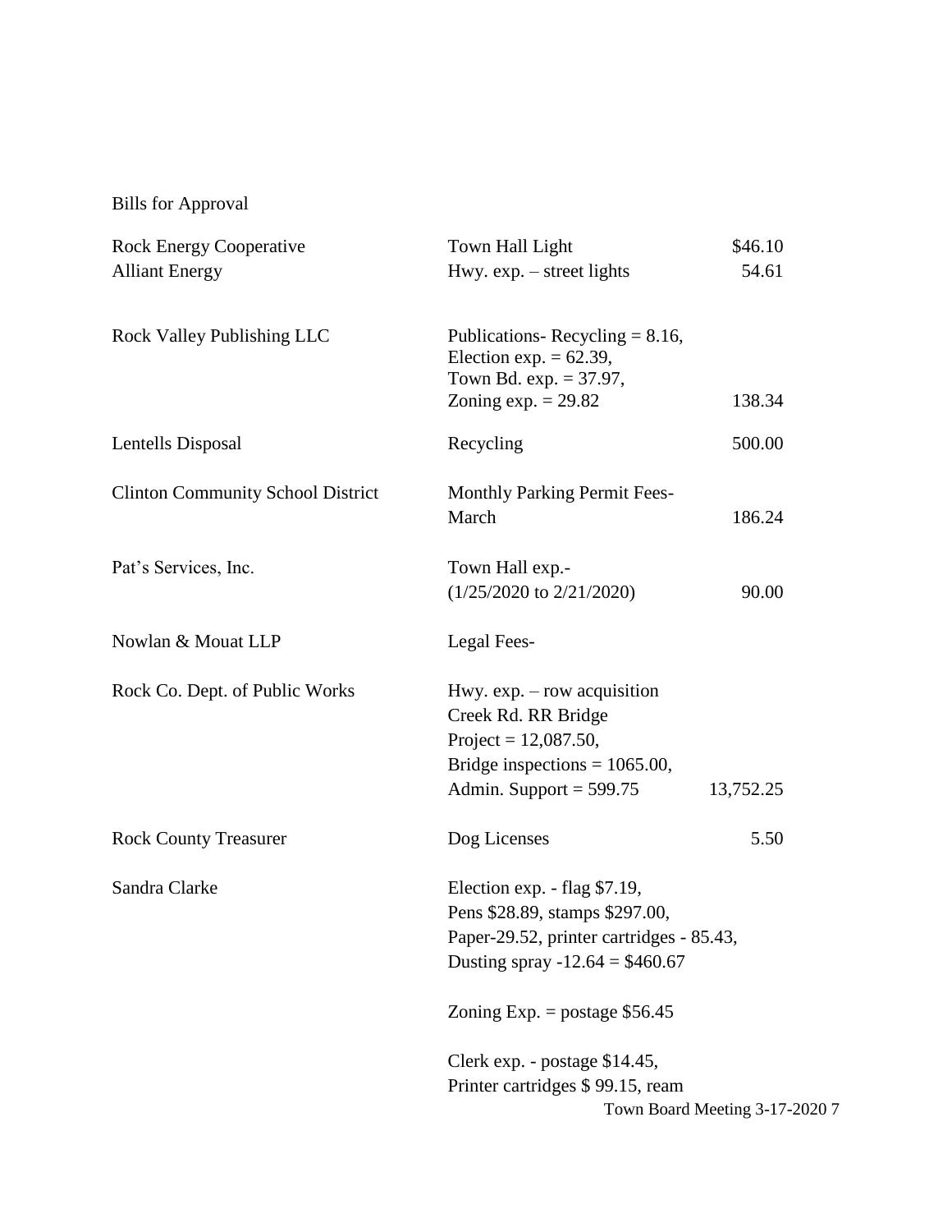Bills for Approval

| | | |
|---|---|---|
| Rock Energy Cooperative | Town Hall Light | $46.10 |
| Alliant Energy | Hwy. exp. – street lights | 54.61 |
| Rock Valley Publishing LLC | Publications- Recycling = 8.16, Election exp. = 62.39, Town Bd. exp. = 37.97, Zoning exp. = 29.82 | 138.34 |
| Lentells Disposal | Recycling | 500.00 |
| Clinton Community School District | Monthly Parking Permit Fees- March | 186.24 |
| Pat's Services, Inc. | Town Hall exp.- (1/25/2020 to 2/21/2020) | 90.00 |
| Nowlan & Mouat LLP | Legal Fees- | |
| Rock Co. Dept. of Public Works | Hwy. exp. – row acquisition Creek Rd. RR Bridge Project = 12,087.50, Bridge inspections = 1065.00, Admin. Support = 599.75 | 13,752.25 |
| Rock County Treasurer | Dog Licenses | 5.50 |
| Sandra Clarke | Election exp. - flag $7.19, Pens $28.89, stamps $297.00, Paper-29.52, printer cartridges - 85.43, Dusting spray -12.64 = $460.67<br><br>Zoning Exp. = postage $56.45<br><br>Clerk exp. - postage $14.45, Printer cartridges $ 99.15, ream | |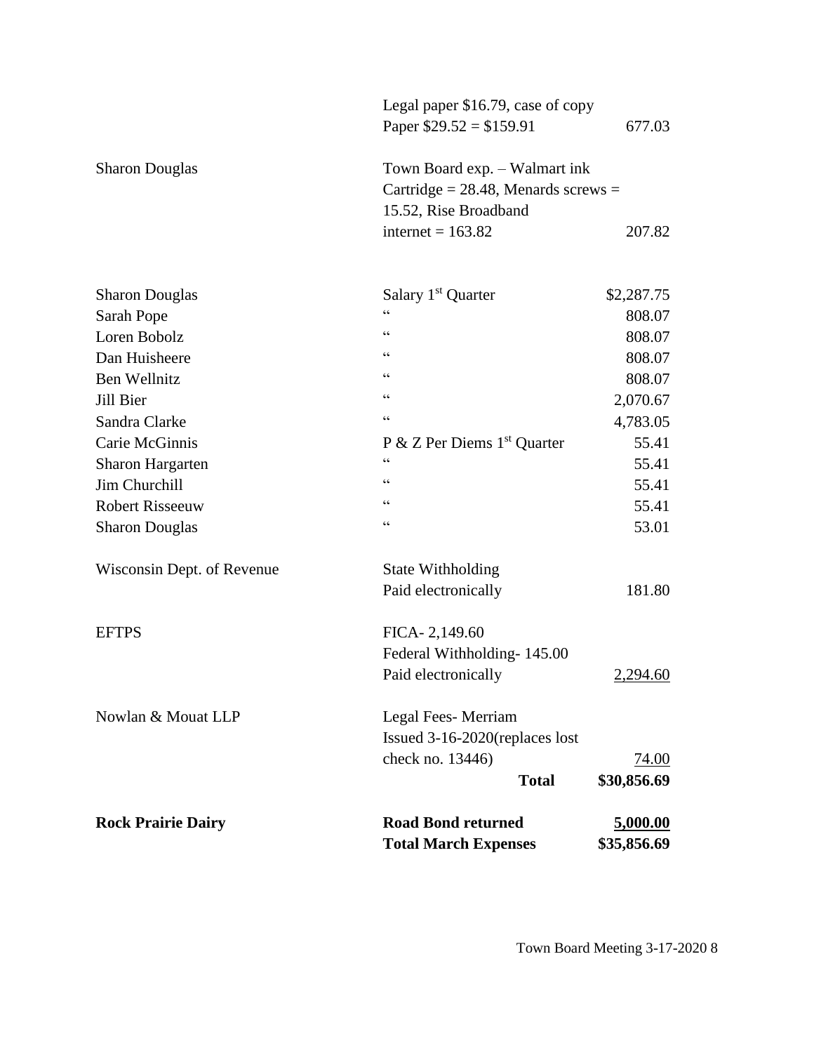| | | |
|---|---|---|
| | Legal paper $16.79, case of copy Paper $29.52 = $159.91 | 677.03 |
| Sharon Douglas | Town Board exp. – Walmart ink Cartridge = 28.48, Menards screws = 15.52, Rise Broadband internet = 163.82 | 207.82 |
| Sharon Douglas | Salary 1st Quarter | $2,287.75 |
| Sarah Pope | " | 808.07 |
| Loren Bobolz | " | 808.07 |
| Dan Huisheere | " | 808.07 |
| Ben Wellnitz | " | 808.07 |
| Jill Bier | " | 2,070.67 |
| Sandra Clarke | " | 4,783.05 |
| Carie McGinnis | P & Z Per Diems 1st Quarter | 55.41 |
| Sharon Hargarten | " | 55.41 |
| Jim Churchill | " | 55.41 |
| Robert Risseeuw | " | 55.41 |
| Sharon Douglas | " | 53.01 |
| Wisconsin Dept. of Revenue | State Withholding Paid electronically | 181.80 |
| EFTPS | FICA- 2,149.60 Federal Withholding- 145.00 Paid electronically | 2,294.60 |
| Nowlan & Mouat LLP | Legal Fees- Merriam Issued 3-16-2020(replaces lost check no. 13446) | 74.00 |
| | **Total** | **$30,856.69** |
| **Rock Prairie Dairy** | **Road Bond returned** | **5,000.00** |
| | **Total March Expenses** | **$35,856.69** |